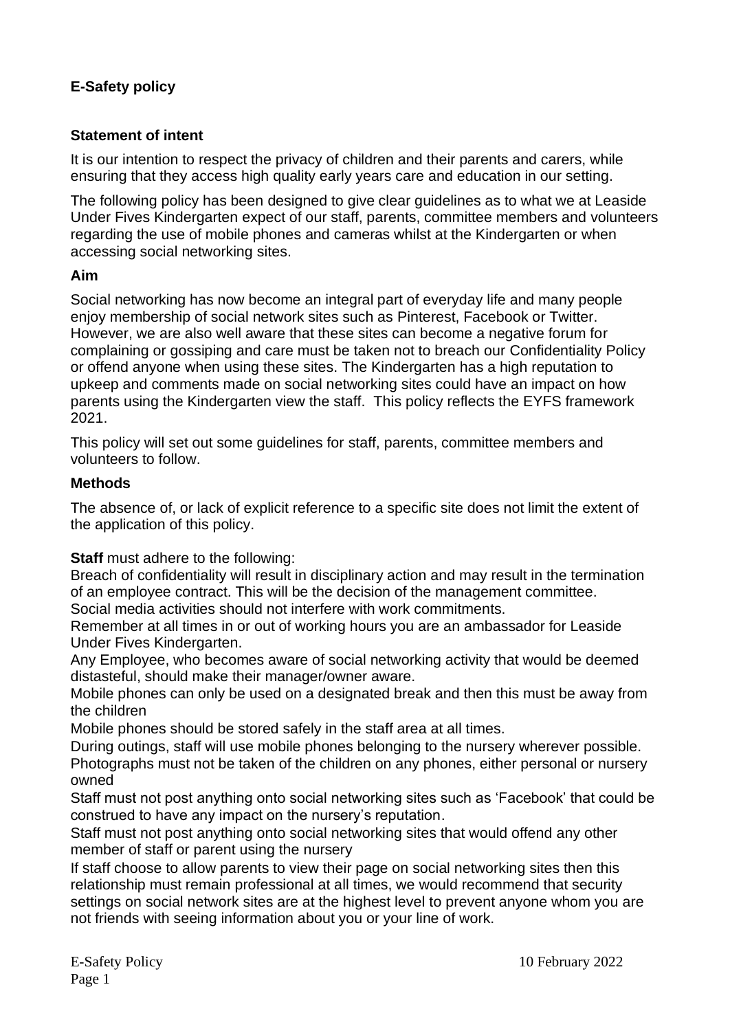## E-Safety policy

### Statement of intent

It is our intention to respect the privacy of children and their parents and carers, while ensuring that they access high quality early years care and education in our setting.

The following policy has been designed to give clear guidelines as to what we at Leaside Under Fives Kindergarten expect of our staff, parents, committee members and volunteers regarding the use of mobile phones and cameras whilst at the Kindergarten or when accessing social networking sites.

### Aim

Social networking has now become an integral part of everyday life and many people enjoy membership of social network sites such as Pinterest, Facebook or Twitter. However, we are also well aware that these sites can become a negative forum for complaining or gossiping and care must be taken not to breach our Confidentiality Policy or offend anyone when using these sites. The Kindergarten has a high reputation to upkeep and comments made on social networking sites could have an impact on how parents using the Kindergarten view the staff. This policy reflects the EYFS framework 2021.

This policy will set out some guidelines for staff, parents, committee members and volunteers to follow.

### Methods

The absence of, or lack of explicit reference to a specific site does not limit the extent of the application of this policy.

**Staff** must adhere to the following:

Breach of confidentiality will result in disciplinary action and may result in the termination of an employee contract. This will be the decision of the management committee.

Social media activities should not interfere with work commitments.

Remember at all times in or out of working hours you are an ambassador for Leaside Under Fives Kindergarten.

Any Employee, who becomes aware of social networking activity that would be deemed distasteful, should make their manager/owner aware.

Mobile phones can only be used on a designated break and then this must be away from the children

Mobile phones should be stored safely in the staff area at all times.

During outings, staff will use mobile phones belonging to the nursery wherever possible.

Photographs must not be taken of the children on any phones, either personal or nursery owned

Staff must not post anything onto social networking sites such as 'Facebook' that could be construed to have any impact on the nursery's reputation.

Staff must not post anything onto social networking sites that would offend any other member of staff or parent using the nursery

If staff choose to allow parents to view their page on social networking sites then this relationship must remain professional at all times, we would recommend that security settings on social network sites are at the highest level to prevent anyone whom you are not friends with seeing information about you or your line of work.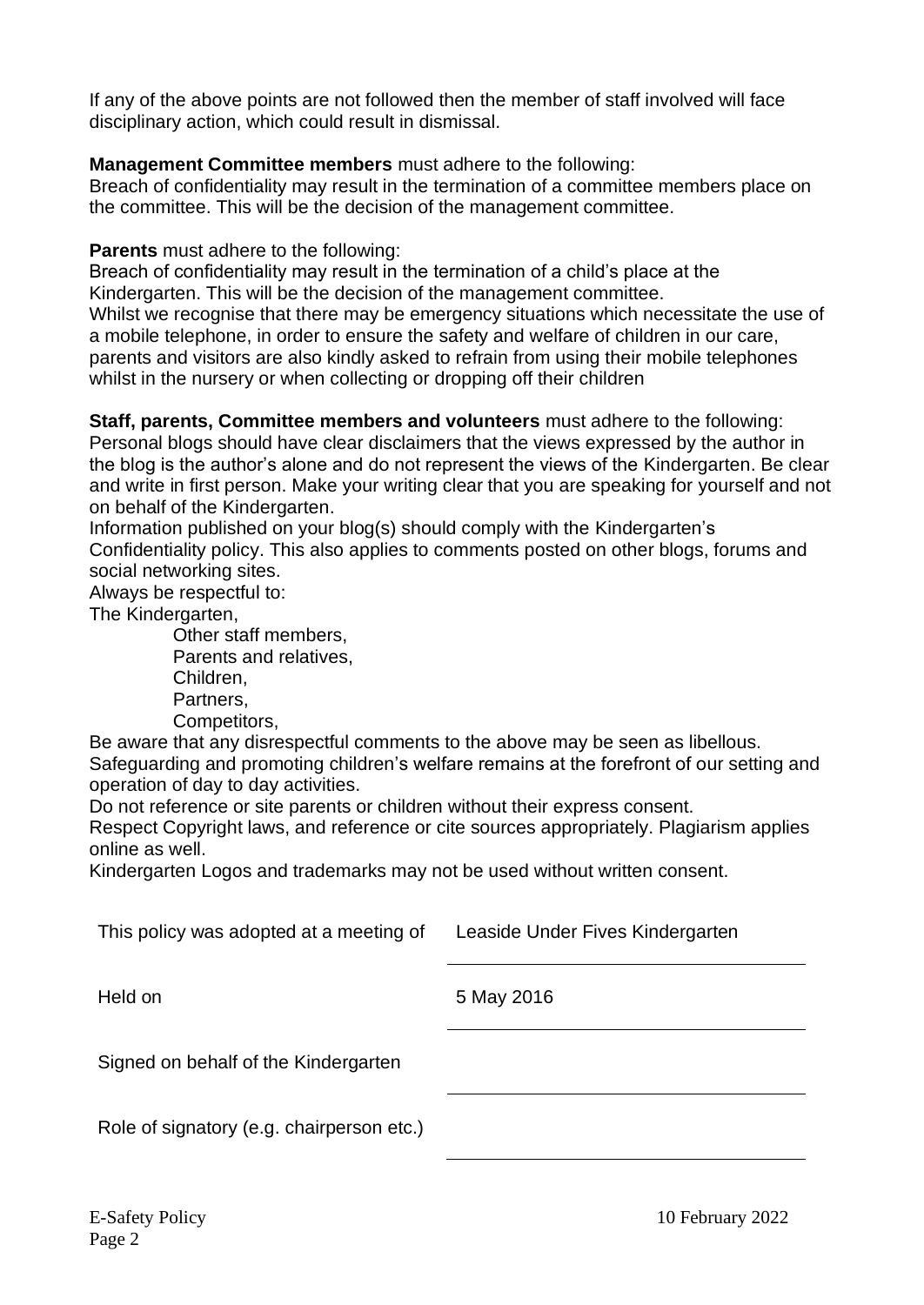If any of the above points are not followed then the member of staff involved will face disciplinary action, which could result in dismissal.

**Management Committee members** must adhere to the following:
Breach of confidentiality may result in the termination of a committee members place on the committee. This will be the decision of the management committee.

**Parents** must adhere to the following:
Breach of confidentiality may result in the termination of a child's place at the Kindergarten. This will be the decision of the management committee.
Whilst we recognise that there may be emergency situations which necessitate the use of a mobile telephone, in order to ensure the safety and welfare of children in our care, parents and visitors are also kindly asked to refrain from using their mobile telephones whilst in the nursery or when collecting or dropping off their children

**Staff, parents, Committee members and volunteers** must adhere to the following:
Personal blogs should have clear disclaimers that the views expressed by the author in the blog is the author's alone and do not represent the views of the Kindergarten. Be clear and write in first person. Make your writing clear that you are speaking for yourself and not on behalf of the Kindergarten.
Information published on your blog(s) should comply with the Kindergarten's Confidentiality policy. This also applies to comments posted on other blogs, forums and social networking sites.
Always be respectful to:
The Kindergarten,
- Other staff members,
- Parents and relatives,
- Children,
- Partners,
- Competitors,

Be aware that any disrespectful comments to the above may be seen as libellous.
Safeguarding and promoting children's welfare remains at the forefront of our setting and operation of day to day activities.
Do not reference or site parents or children without their express consent.
Respect Copyright laws, and reference or cite sources appropriately. Plagiarism applies online as well.
Kindergarten Logos and trademarks may not be used without written consent.

| | |
|---|---|
| This policy was adopted at a meeting of | Leaside Under Fives Kindergarten |
| Held on | 5 May 2016 |
| Signed on behalf of the Kindergarten | |
| Role of signatory (e.g. chairperson etc.) | |